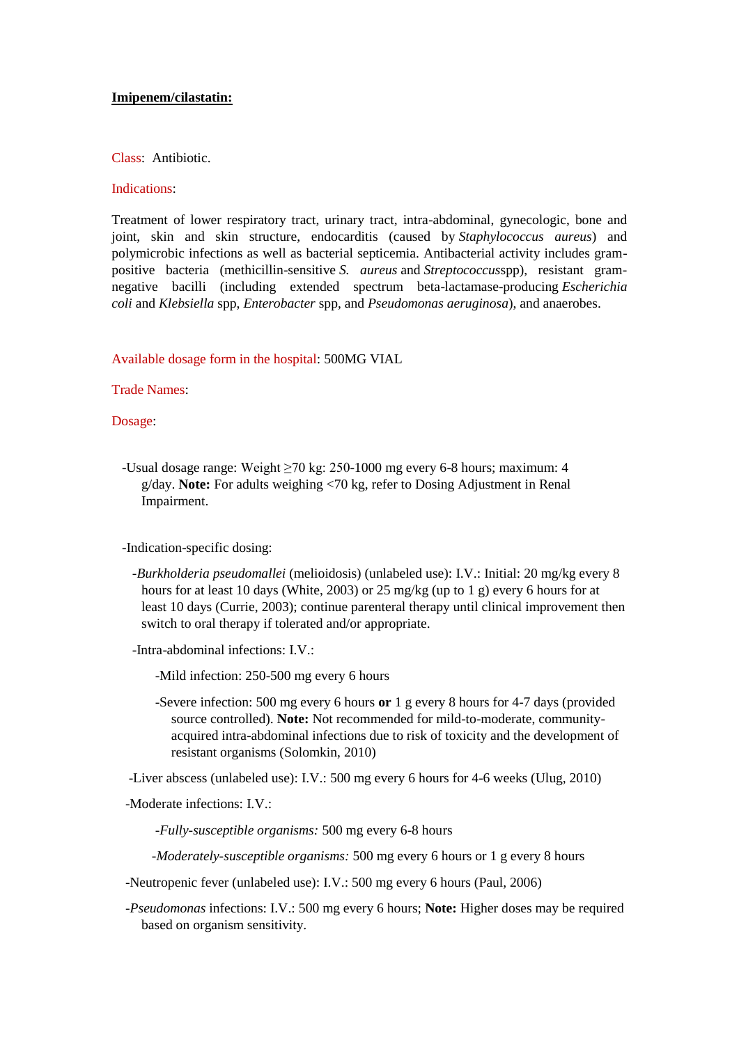**Imipenem/cilastatin:**

Class: Antibiotic.

Indications:

Treatment of lower respiratory tract, urinary tract, intra-abdominal, gynecologic, bone and joint, skin and skin structure, endocarditis (caused by *Staphylococcus aureus*) and polymicrobic infections as well as bacterial septicemia. Antibacterial activity includes gram-positive bacteria (methicillin-sensitive *S. aureus* and *Streptococcus*spp), resistant gram-negative bacilli (including extended spectrum beta-lactamase-producing *Escherichia coli* and *Klebsiella* spp, *Enterobacter* spp, and *Pseudomonas aeruginosa*), and anaerobes.

Available dosage form in the hospital: 500MG VIAL

Trade Names:

Dosage:

- Usual dosage range: Weight ≥70 kg: 250-1000 mg every 6-8 hours; maximum: 4 g/day. **Note:** For adults weighing <70 kg, refer to Dosing Adjustment in Renal Impairment.

- Indication-specific dosing:
  - *Burkholderia pseudomallei* (melioidosis) (unlabeled use): I.V.: Initial: 20 mg/kg every 8 hours for at least 10 days (White, 2003) or 25 mg/kg (up to 1 g) every 6 hours for at least 10 days (Currie, 2003); continue parenteral therapy until clinical improvement then switch to oral therapy if tolerated and/or appropriate.
  - Intra-abdominal infections: I.V.:
    - Mild infection: 250-500 mg every 6 hours
    - Severe infection: 500 mg every 6 hours **or** 1 g every 8 hours for 4-7 days (provided source controlled). **Note:** Not recommended for mild-to-moderate, community-acquired intra-abdominal infections due to risk of toxicity and the development of resistant organisms (Solomkin, 2010)
  - Liver abscess (unlabeled use): I.V.: 500 mg every 6 hours for 4-6 weeks (Ulug, 2010)
  - Moderate infections: I.V.:
    - *Fully-susceptible organisms:* 500 mg every 6-8 hours
    - *Moderately-susceptible organisms:* 500 mg every 6 hours or 1 g every 8 hours
  - Neutropenic fever (unlabeled use): I.V.: 500 mg every 6 hours (Paul, 2006)
  - *Pseudomonas* infections: I.V.: 500 mg every 6 hours; **Note:** Higher doses may be required based on organism sensitivity.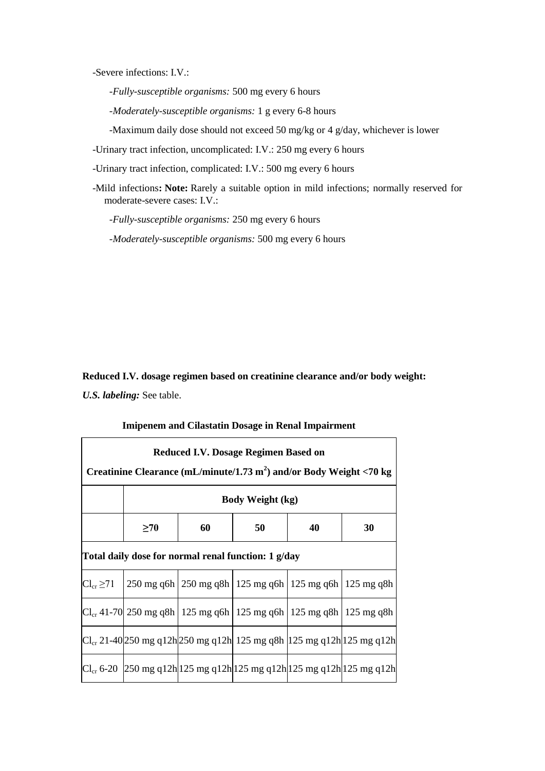-Severe infections: I.V.:

-*Fully-susceptible organisms:* 500 mg every 6 hours

-*Moderately-susceptible organisms:* 1 g every 6-8 hours

-Maximum daily dose should not exceed 50 mg/kg or 4 g/day, whichever is lower

-Urinary tract infection, uncomplicated: I.V.: 250 mg every 6 hours

-Urinary tract infection, complicated: I.V.: 500 mg every 6 hours

-Mild infections**: Note:** Rarely a suitable option in mild infections; normally reserved for moderate-severe cases: I.V.:

-*Fully-susceptible organisms:* 250 mg every 6 hours

-*Moderately-susceptible organisms:* 500 mg every 6 hours

**Reduced I.V. dosage regimen based on creatinine clearance and/or body weight:**

***U.S. labeling:*** See table.

**Imipenem and Cilastatin Dosage in Renal Impairment**

| **Reduced I.V. Dosage Regimen Based on Creatinine Clearance (mL/minute/1.73 m$^2$) and/or Body Weight <70 kg** | | | | | |
|---|---|---|---|---|---|
| | **Body Weight (kg)** | | | | |
| | **≥70** | **60** | **50** | **40** | **30** |
| **Total daily dose for normal renal function: 1 g/day** | | | | | |
| $Cl_{cr}$ ≥71 | 250 mg q6h | 250 mg q8h | 125 mg q6h | 125 mg q6h | 125 mg q8h |
| $Cl_{cr}$ 41-70 | 250 mg q8h | 125 mg q6h | 125 mg q6h | 125 mg q8h | 125 mg q8h |
| $Cl_{cr}$ 21-40 | 250 mg q12h | 250 mg q12h | 125 mg q8h | 125 mg q12h | 125 mg q12h |
| $Cl_{cr}$ 6-20 | 250 mg q12h | 125 mg q12h | 125 mg q12h | 125 mg q12h | 125 mg q12h |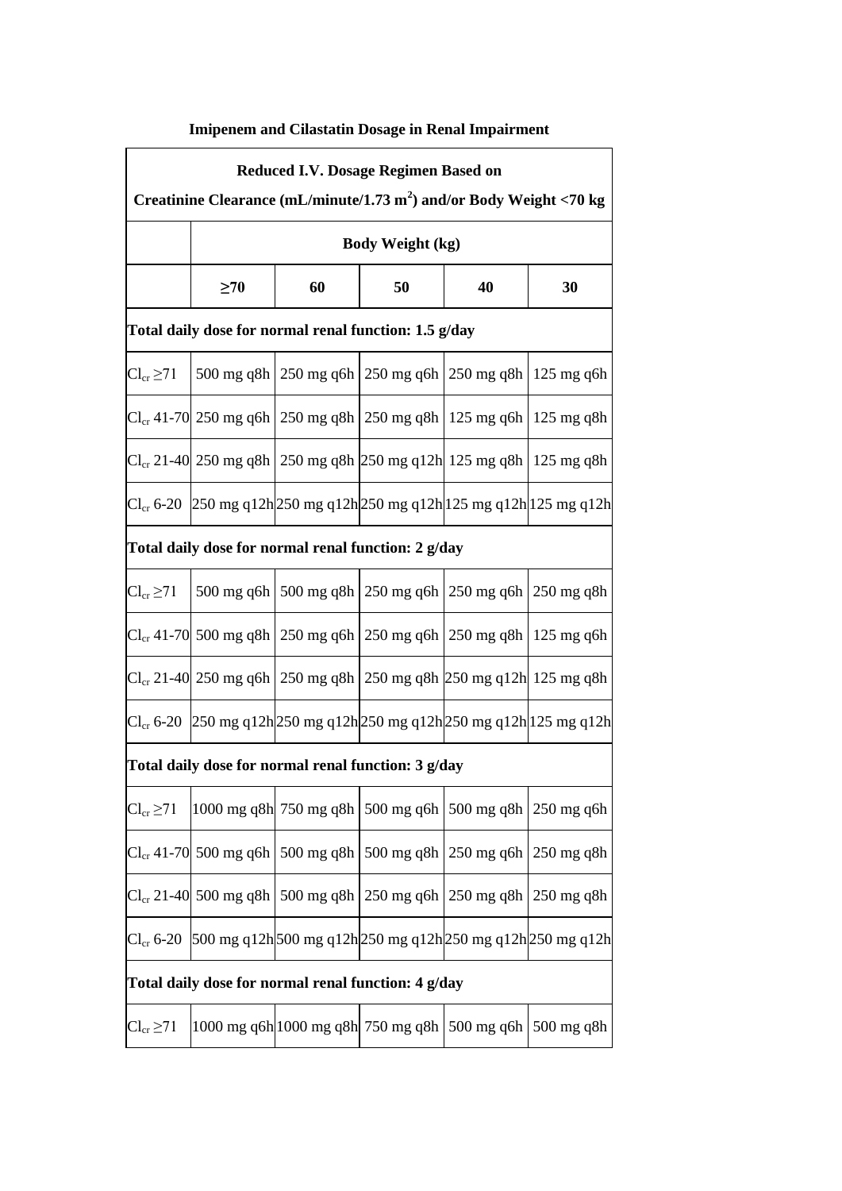**Imipenem and Cilastatin Dosage in Renal Impairment**

| Reduced I.V. Dosage Regimen Based on Creatinine Clearance (mL/minute/1.73 $m^2$) and/or Body Weight <70 kg | | | | | |
|---|---|---|---|---|---|
| | Body Weight (kg) | | | | |
| | ≥70 | 60 | 50 | 40 | 30 |
| **Total daily dose for normal renal function: 1.5 g/day** | | | | | |
| $Cl_{cr}$ ≥71 | 500 mg q8h | 250 mg q6h | 250 mg q6h | 250 mg q8h | 125 mg q6h |
| $Cl_{cr}$ 41-70 | 250 mg q6h | 250 mg q8h | 250 mg q8h | 125 mg q6h | 125 mg q8h |
| $Cl_{cr}$ 21-40 | 250 mg q8h | 250 mg q8h | 250 mg q12h | 125 mg q8h | 125 mg q8h |
| $Cl_{cr}$ 6-20 | 250 mg q12h | 250 mg q12h | 250 mg q12h | 125 mg q12h | 125 mg q12h |
| **Total daily dose for normal renal function: 2 g/day** | | | | | |
| $Cl_{cr}$ ≥71 | 500 mg q6h | 500 mg q8h | 250 mg q6h | 250 mg q6h | 250 mg q8h |
| $Cl_{cr}$ 41-70 | 500 mg q8h | 250 mg q6h | 250 mg q6h | 250 mg q8h | 125 mg q6h |
| $Cl_{cr}$ 21-40 | 250 mg q6h | 250 mg q8h | 250 mg q8h | 250 mg q12h | 125 mg q8h |
| $Cl_{cr}$ 6-20 | 250 mg q12h | 250 mg q12h | 250 mg q12h | 250 mg q12h | 125 mg q12h |
| **Total daily dose for normal renal function: 3 g/day** | | | | | |
| $Cl_{cr}$ ≥71 | 1000 mg q8h | 750 mg q8h | 500 mg q6h | 500 mg q8h | 250 mg q6h |
| $Cl_{cr}$ 41-70 | 500 mg q6h | 500 mg q8h | 500 mg q8h | 250 mg q6h | 250 mg q8h |
| $Cl_{cr}$ 21-40 | 500 mg q8h | 500 mg q8h | 250 mg q6h | 250 mg q8h | 250 mg q8h |
| $Cl_{cr}$ 6-20 | 500 mg q12h | 500 mg q12h | 250 mg q12h | 250 mg q12h | 250 mg q12h |
| **Total daily dose for normal renal function: 4 g/day** | | | | | |
| $Cl_{cr}$ ≥71 | 1000 mg q6h | 1000 mg q8h | 750 mg q8h | 500 mg q6h | 500 mg q8h |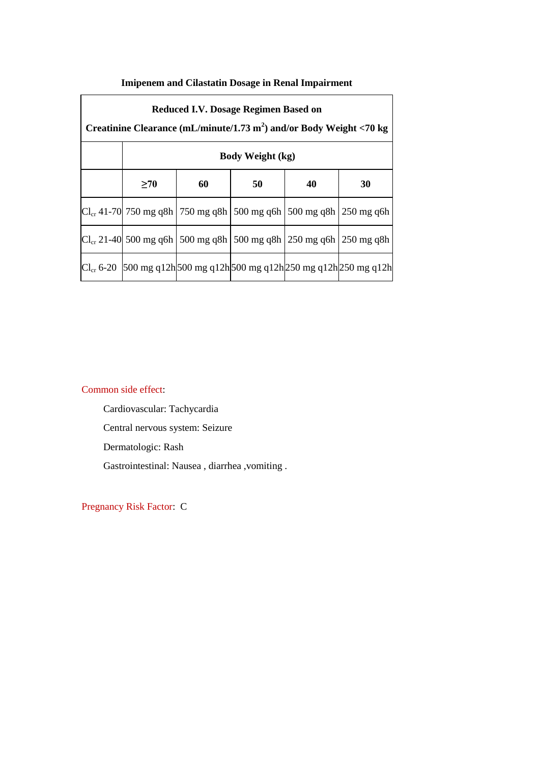**Imipenem and Cilastatin Dosage in Renal Impairment**

| Reduced I.V. Dosage Regimen Based on Creatinine Clearance (mL/minute/1.73 $m^2$) and/or Body Weight <70 kg | | | | | |
|---|---|---|---|---|---|
| | **Body Weight (kg)** | | | | |
| | **≥70** | **60** | **50** | **40** | **30** |
| $Cl_{cr}$ 41-70 | 750 mg q8h | 750 mg q8h | 500 mg q6h | 500 mg q8h | 250 mg q6h |
| $Cl_{cr}$ 21-40 | 500 mg q6h | 500 mg q8h | 500 mg q8h | 250 mg q6h | 250 mg q8h |
| $Cl_{cr}$ 6-20 | 500 mg q12h | 500 mg q12h | 500 mg q12h | 250 mg q12h | 250 mg q12h |

Common side effect:

- Cardiovascular: Tachycardia
- Central nervous system: Seizure
- Dermatologic: Rash
- Gastrointestinal: Nausea , diarrhea ,vomiting .

Pregnancy Risk Factor: C